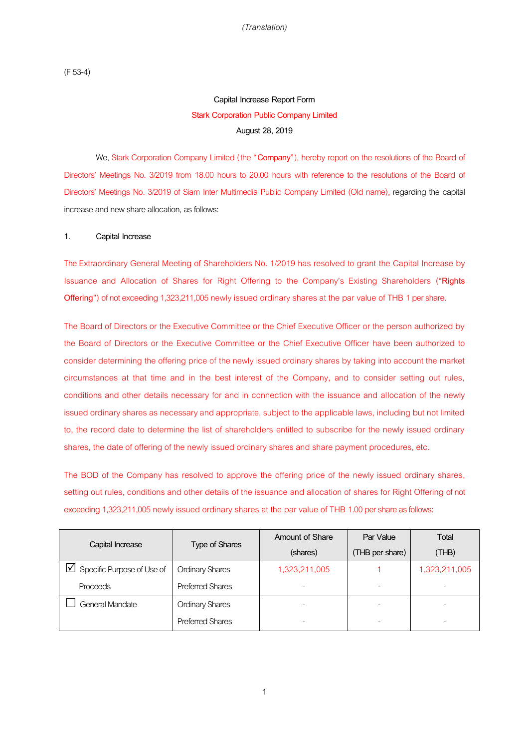*(Translation)*

(F 53-4)

Capital Increase Report Form

Stark Corporation Public Company Limited

August 28, 2019

We, Stark Corporation Company Limited (the "**Company**"), hereby report on the resolutions of the Board of Directors' Meetings No. 3/2019 from 18.00 hours to 20.00 hours with reference to the resolutions of the Board of Directors' Meetings No. 3/2019 of Siam Inter Multimedia Public Company Limited (Old name), regarding the capital increase and new share allocation, as follows:

1. Capital Increase

The Extraordinary General Meeting of Shareholders No. 1/2019 has resolved to grant the Capital Increase by Issuance and Allocation of Shares for Right Offering to the Company's Existing Shareholders ("**Rights Offering**") of not exceeding 1,323,211,005 newly issued ordinary shares at the par value of THB 1 per share.

The Board of Directors or the Executive Committee or the Chief Executive Officer or the person authorized by the Board of Directors or the Executive Committee or the Chief Executive Officer have been authorized to consider determining the offering price of the newly issued ordinary shares by taking into account the market circumstances at that time and in the best interest of the Company, and to consider setting out rules, conditions and other details necessary for and in connection with the issuance and allocation of the newly issued ordinary shares as necessary and appropriate, subject to the applicable laws, including but not limited to, the record date to determine the list of shareholders entitled to subscribe for the newly issued ordinary shares, the date of offering of the newly issued ordinary shares and share payment procedures, etc.

The BOD of the Company has resolved to approve the offering price of the newly issued ordinary shares, setting out rules, conditions and other details of the issuance and allocation of shares for Right Offering of not exceeding 1,323,211,005 newly issued ordinary shares at the par value of THB 1.00 per share as follows:

| Capital Increase | Type of Shares | Amount of Share (shares) | Par Value (THB per share) | Total (THB) |
|---|---|---|---|---|
| ☑ Specific Purpose of Use of Proceeds | Ordinary Shares | 1,323,211,005 | 1 | 1,323,211,005 |
| | Preferred Shares | - | - | - |
| ☐ General Mandate | Ordinary Shares | - | - | - |
| | Preferred Shares | - | - | - |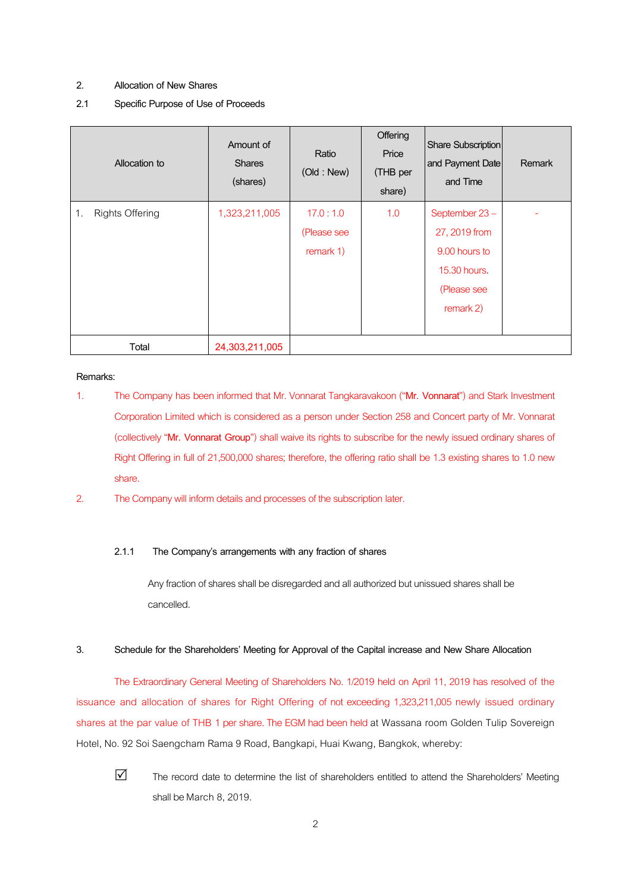2. Allocation of New Shares

2.1 Specific Purpose of Use of Proceeds

| Allocation to | Amount of Shares (shares) | Ratio (Old : New) | Offering Price (THB per share) | Share Subscription and Payment Date and Time | Remark |
|---|---|---|---|---|---|
| 1. Rights Offering | 1,323,211,005 | 17.0 : 1.0 (Please see remark 1) | 1.0 | September 23 – 27, 2019 from 9.00 hours to 15.30 hours. (Please see remark 2) | - |
| Total | 24,303,211,005 | | | | |

Remarks:

1. The Company has been informed that Mr. Vonnarat Tangkaravakoon ("**Mr. Vonnarat**") and Stark Investment Corporation Limited which is considered as a person under Section 258 and Concert party of Mr. Vonnarat (collectively "**Mr. Vonnarat Group**") shall waive its rights to subscribe for the newly issued ordinary shares of Right Offering in full of 21,500,000 shares; therefore, the offering ratio shall be 1.3 existing shares to 1.0 new share.
2. The Company will inform details and processes of the subscription later.

2.1.1 The Company's arrangements with any fraction of shares

Any fraction of shares shall be disregarded and all authorized but unissued shares shall be cancelled.

3. Schedule for the Shareholders' Meeting for Approval of the Capital increase and New Share Allocation

The Extraordinary General Meeting of Shareholders No. 1/2019 held on April 11, 2019 has resolved of the issuance and allocation of shares for Right Offering of not exceeding 1,323,211,005 newly issued ordinary shares at the par value of THB 1 per share. The EGM had been held at Wassana room Golden Tulip Sovereign Hotel, No. 92 Soi Saengcham Rama 9 Road, Bangkapi, Huai Kwang, Bangkok, whereby:

☑ The record date to determine the list of shareholders entitled to attend the Shareholders' Meeting shall be March 8, 2019.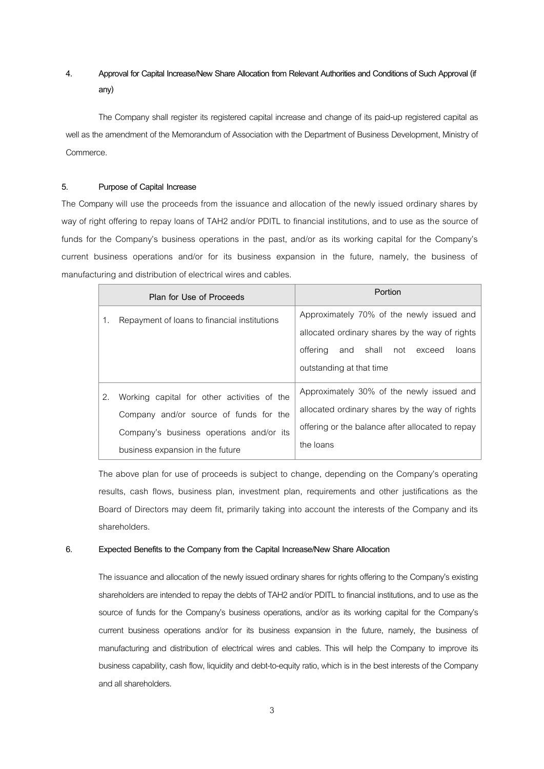## 4. Approval for Capital Increase/New Share Allocation from Relevant Authorities and Conditions of Such Approval (if any)

The Company shall register its registered capital increase and change of its paid-up registered capital as well as the amendment of the Memorandum of Association with the Department of Business Development, Ministry of Commerce.

## 5. Purpose of Capital Increase

The Company will use the proceeds from the issuance and allocation of the newly issued ordinary shares by way of right offering to repay loans of TAH2 and/or PDITL to financial institutions, and to use as the source of funds for the Company's business operations in the past, and/or as its working capital for the Company's current business operations and/or for its business expansion in the future, namely, the business of manufacturing and distribution of electrical wires and cables.

| Plan for Use of Proceeds | Portion |
|---|---|
| 1. Repayment of loans to financial institutions | Approximately 70% of the newly issued and allocated ordinary shares by the way of rights offering and shall not exceed loans outstanding at that time |
| 2. Working capital for other activities of the Company and/or source of funds for the Company's business operations and/or its business expansion in the future | Approximately 30% of the newly issued and allocated ordinary shares by the way of rights offering or the balance after allocated to repay the loans |

The above plan for use of proceeds is subject to change, depending on the Company's operating results, cash flows, business plan, investment plan, requirements and other justifications as the Board of Directors may deem fit, primarily taking into account the interests of the Company and its shareholders.

## 6. Expected Benefits to the Company from the Capital Increase/New Share Allocation

The issuance and allocation of the newly issued ordinary shares for rights offering to the Company's existing shareholders are intended to repay the debts of TAH2 and/or PDITL to financial institutions, and to use as the source of funds for the Company's business operations, and/or as its working capital for the Company's current business operations and/or for its business expansion in the future, namely, the business of manufacturing and distribution of electrical wires and cables. This will help the Company to improve its business capability, cash flow, liquidity and debt-to-equity ratio, which is in the best interests of the Company and all shareholders.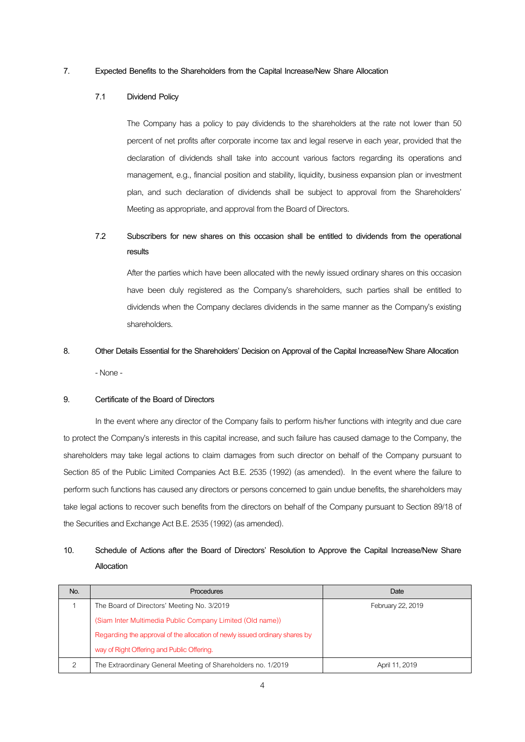## 7. Expected Benefits to the Shareholders from the Capital Increase/New Share Allocation

### 7.1 Dividend Policy

The Company has a policy to pay dividends to the shareholders at the rate not lower than 50 percent of net profits after corporate income tax and legal reserve in each year, provided that the declaration of dividends shall take into account various factors regarding its operations and management, e.g., financial position and stability, liquidity, business expansion plan or investment plan, and such declaration of dividends shall be subject to approval from the Shareholders' Meeting as appropriate, and approval from the Board of Directors.

### 7.2 Subscribers for new shares on this occasion shall be entitled to dividends from the operational results

After the parties which have been allocated with the newly issued ordinary shares on this occasion have been duly registered as the Company's shareholders, such parties shall be entitled to dividends when the Company declares dividends in the same manner as the Company's existing shareholders.

## 8. Other Details Essential for the Shareholders' Decision on Approval of the Capital Increase/New Share Allocation

- None -

## 9. Certificate of the Board of Directors

In the event where any director of the Company fails to perform his/her functions with integrity and due care to protect the Company's interests in this capital increase, and such failure has caused damage to the Company, the shareholders may take legal actions to claim damages from such director on behalf of the Company pursuant to Section 85 of the Public Limited Companies Act B.E. 2535 (1992) (as amended). In the event where the failure to perform such functions has caused any directors or persons concerned to gain undue benefits, the shareholders may take legal actions to recover such benefits from the directors on behalf of the Company pursuant to Section 89/18 of the Securities and Exchange Act B.E. 2535 (1992) (as amended).

## 10. Schedule of Actions after the Board of Directors' Resolution to Approve the Capital Increase/New Share Allocation

| No. | Procedures | Date |
|---|---|---|
| 1 | The Board of Directors' Meeting No. 3/2019<br>(Siam Inter Multimedia Public Company Limited (Old name))<br>Regarding the approval of the allocation of newly issued ordinary shares by way of Right Offering and Public Offering. | February 22, 2019 |
| 2 | The Extraordinary General Meeting of Shareholders no. 1/2019 | April 11, 2019 |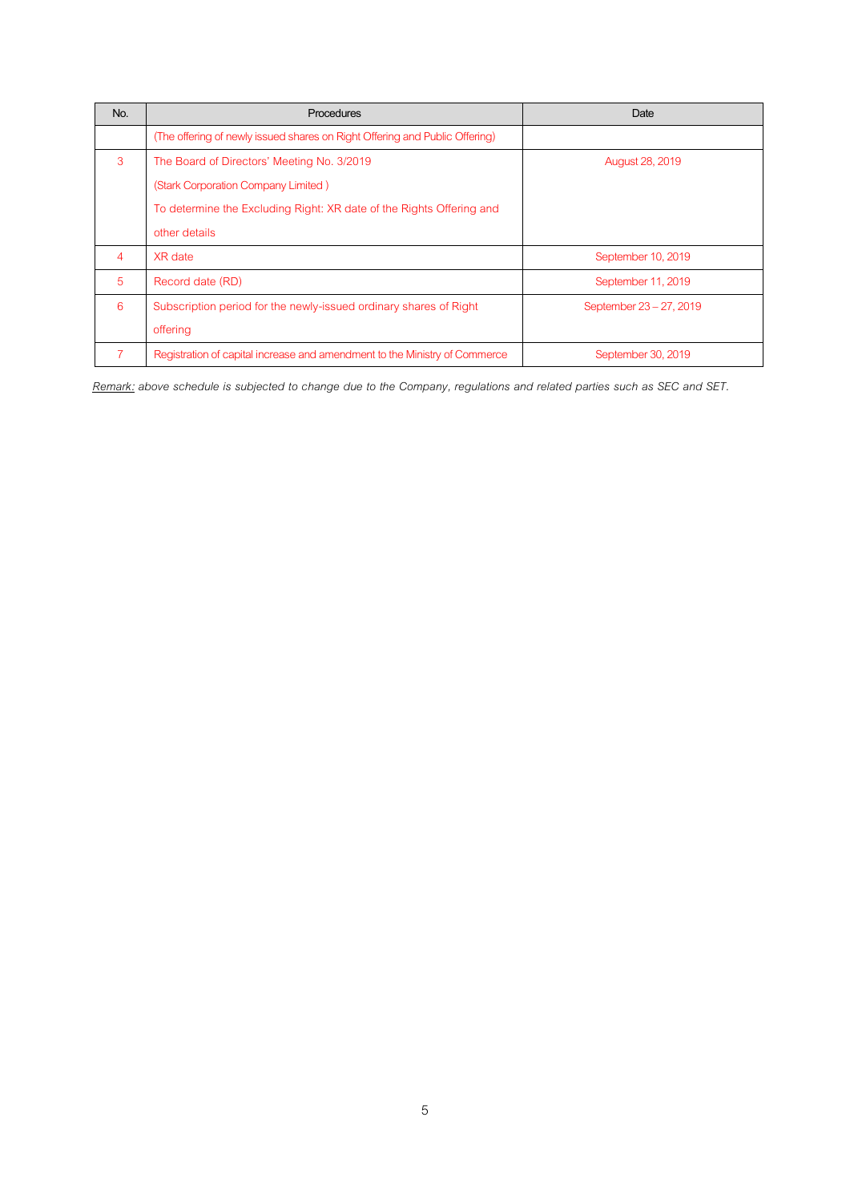| No. | Procedures | Date |
|---|---|---|
| | (The offering of newly issued shares on Right Offering and Public Offering) | |
| 3 | The Board of Directors' Meeting No. 3/2019 (Stark Corporation Company Limited ) To determine the Excluding Right: XR date of the Rights Offering and other details | August 28, 2019 |
| 4 | XR date | September 10, 2019 |
| 5 | Record date (RD) | September 11, 2019 |
| 6 | Subscription period for the newly-issued ordinary shares of Right offering | September 23 – 27, 2019 |
| 7 | Registration of capital increase and amendment to the Ministry of Commerce | September 30, 2019 |

*Remark: above schedule is subjected to change due to the Company, regulations and related parties such as SEC and SET.*